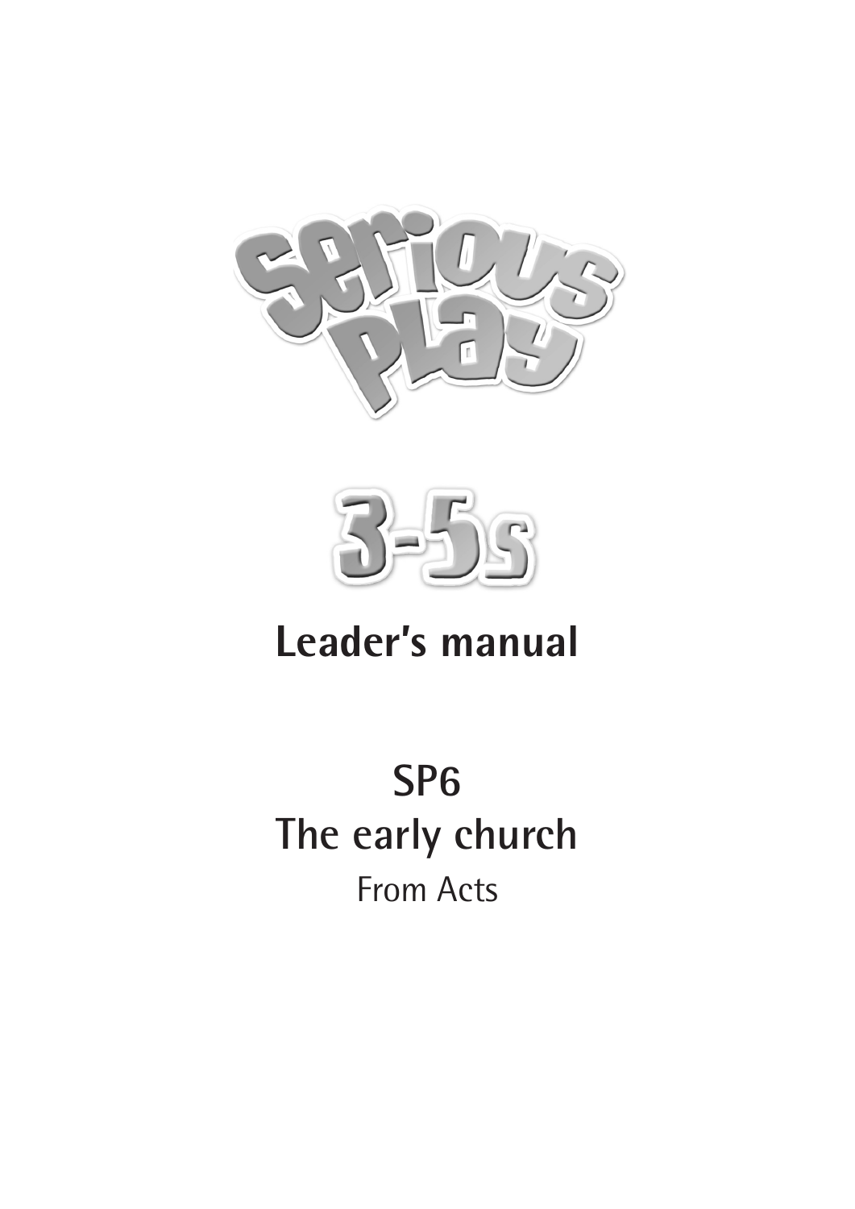# Serious Play

## 3-5s

## Leader's manual

## SP6
## The early church

From Acts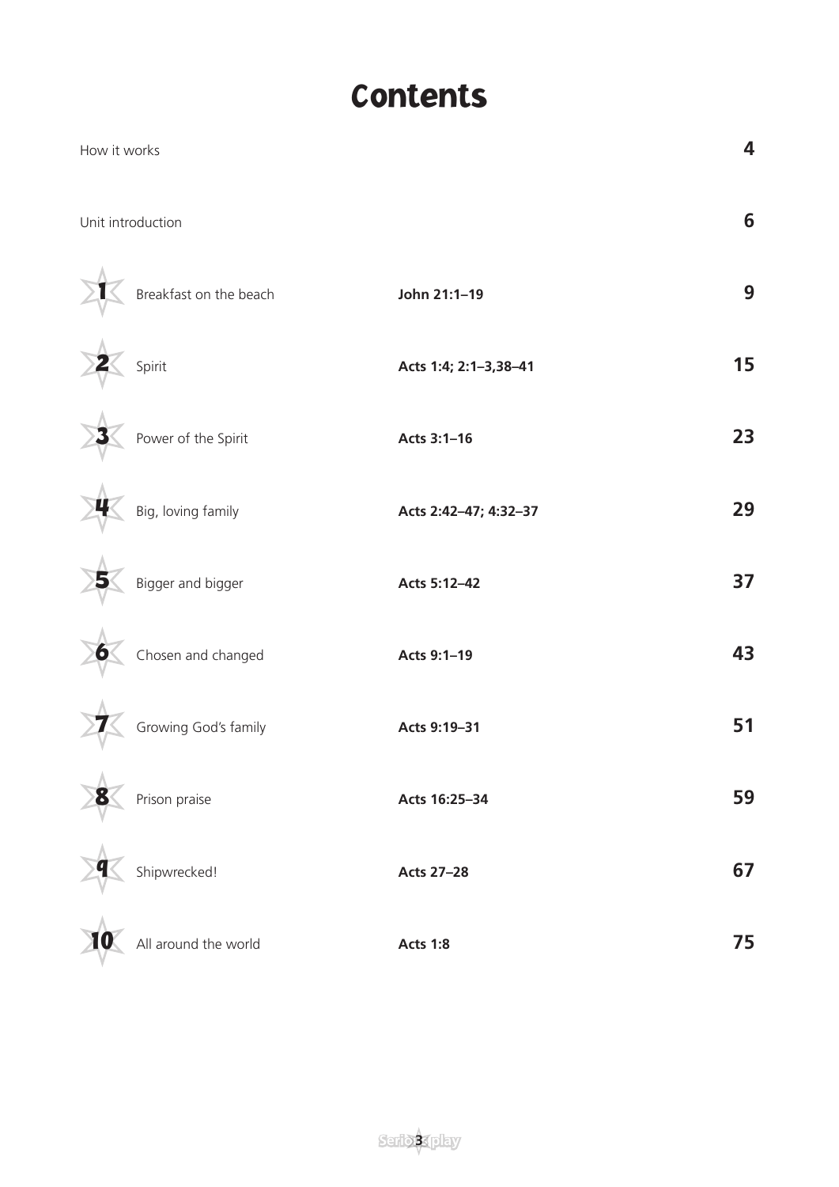# Contents

| | | | |
|---|---|---|---|
| How it works | | | 4 |
| Unit introduction | | | 6 |
| 1 | Breakfast on the beach | **John 21:1–19** | 9 |
| 2 | Spirit | **Acts 1:4; 2:1–3,38–41** | 15 |
| 3 | Power of the Spirit | **Acts 3:1–16** | 23 |
| 4 | Big, loving family | **Acts 2:42–47; 4:32–37** | 29 |
| 5 | Bigger and bigger | **Acts 5:12–42** | 37 |
| 6 | Chosen and changed | **Acts 9:1–19** | 43 |
| 7 | Growing God's family | **Acts 9:19–31** | 51 |
| 8 | Prison praise | **Acts 16:25–34** | 59 |
| 9 | Shipwrecked! | **Acts 27–28** | 67 |
| 10 | All around the world | **Acts 1:8** | 75 |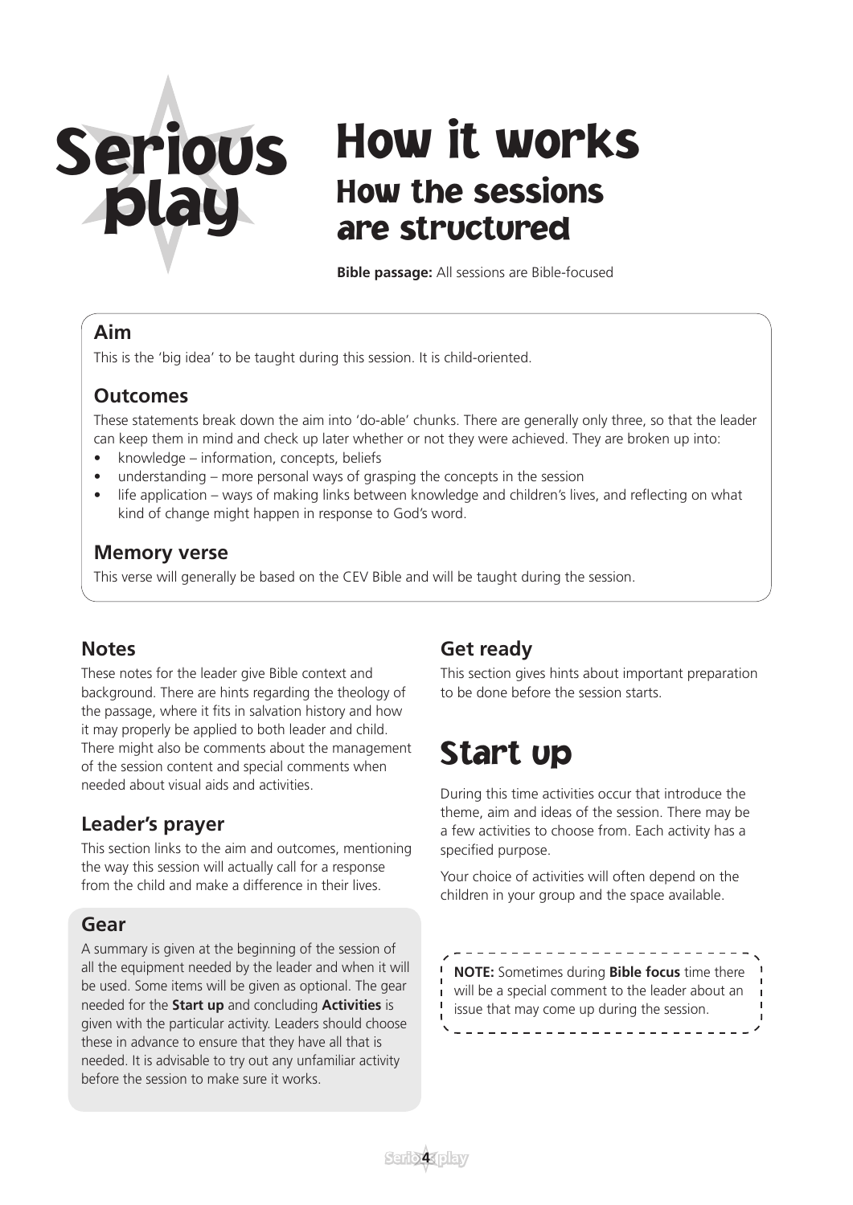# How it works

## How the sessions are structured

**Bible passage:** All sessions are Bible-focused

### Aim

This is the 'big idea' to be taught during this session. It is child-oriented.

### Outcomes

These statements break down the aim into 'do-able' chunks. There are generally only three, so that the leader can keep them in mind and check up later whether or not they were achieved. They are broken up into:

- knowledge – information, concepts, beliefs
- understanding – more personal ways of grasping the concepts in the session
- life application – ways of making links between knowledge and children's lives, and reflecting on what kind of change might happen in response to God's word.

### Memory verse

This verse will generally be based on the CEV Bible and will be taught during the session.

### Notes

These notes for the leader give Bible context and background. There are hints regarding the theology of the passage, where it fits in salvation history and how it may properly be applied to both leader and child. There might also be comments about the management of the session content and special comments when needed about visual aids and activities.

### Leader's prayer

This section links to the aim and outcomes, mentioning the way this session will actually call for a response from the child and make a difference in their lives.

### Gear

A summary is given at the beginning of the session of all the equipment needed by the leader and when it will be used. Some items will be given as optional. The gear needed for the **Start up** and concluding **Activities** is given with the particular activity. Leaders should choose these in advance to ensure that they have all that is needed. It is advisable to try out any unfamiliar activity before the session to make sure it works.

### Get ready

This section gives hints about important preparation to be done before the session starts.

## Start up

During this time activities occur that introduce the theme, aim and ideas of the session. There may be a few activities to choose from. Each activity has a specified purpose.

Your choice of activities will often depend on the children in your group and the space available.

**NOTE:** Sometimes during **Bible focus** time there will be a special comment to the leader about an issue that may come up during the session.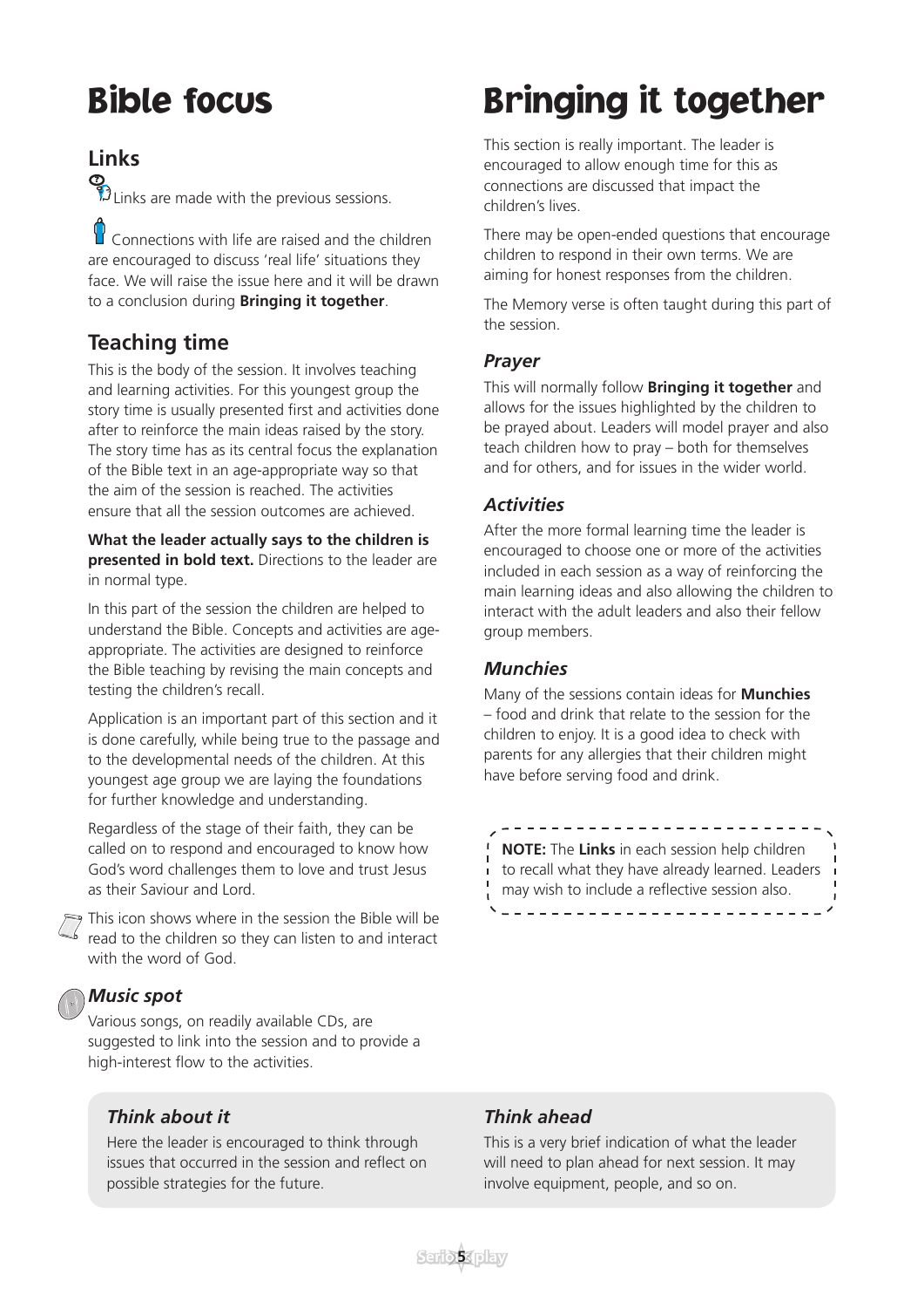# Bible focus

## Links

Links are made with the previous sessions.

Connections with life are raised and the children are encouraged to discuss 'real life' situations they face. We will raise the issue here and it will be drawn to a conclusion during **Bringing it together**.

## Teaching time

This is the body of the session. It involves teaching and learning activities. For this youngest group the story time is usually presented first and activities done after to reinforce the main ideas raised by the story. The story time has as its central focus the explanation of the Bible text in an age-appropriate way so that the aim of the session is reached. The activities ensure that all the session outcomes are achieved.

**What the leader actually says to the children is presented in bold text.** Directions to the leader are in normal type.

In this part of the session the children are helped to understand the Bible. Concepts and activities are age-appropriate. The activities are designed to reinforce the Bible teaching by revising the main concepts and testing the children's recall.

Application is an important part of this section and it is done carefully, while being true to the passage and to the developmental needs of the children. At this youngest age group we are laying the foundations for further knowledge and understanding.

Regardless of the stage of their faith, they can be called on to respond and encouraged to know how God's word challenges them to love and trust Jesus as their Saviour and Lord.

This icon shows where in the session the Bible will be read to the children so they can listen to and interact with the word of God.

### *Music spot*

Various songs, on readily available CDs, are suggested to link into the session and to provide a high-interest flow to the activities.

# Bringing it together

This section is really important. The leader is encouraged to allow enough time for this as connections are discussed that impact the children's lives.

There may be open-ended questions that encourage children to respond in their own terms. We are aiming for honest responses from the children.

The Memory verse is often taught during this part of the session.

### *Prayer*

This will normally follow **Bringing it together** and allows for the issues highlighted by the children to be prayed about. Leaders will model prayer and also teach children how to pray – both for themselves and for others, and for issues in the wider world.

### *Activities*

After the more formal learning time the leader is encouraged to choose one or more of the activities included in each session as a way of reinforcing the main learning ideas and also allowing the children to interact with the adult leaders and also their fellow group members.

### *Munchies*

Many of the sessions contain ideas for **Munchies** – food and drink that relate to the session for the children to enjoy. It is a good idea to check with parents for any allergies that their children might have before serving food and drink.

**NOTE:** The **Links** in each session help children to recall what they have already learned. Leaders may wish to include a reflective session also.

### *Think about it*

Here the leader is encouraged to think through issues that occurred in the session and reflect on possible strategies for the future.

### *Think ahead*

This is a very brief indication of what the leader will need to plan ahead for next session. It may involve equipment, people, and so on.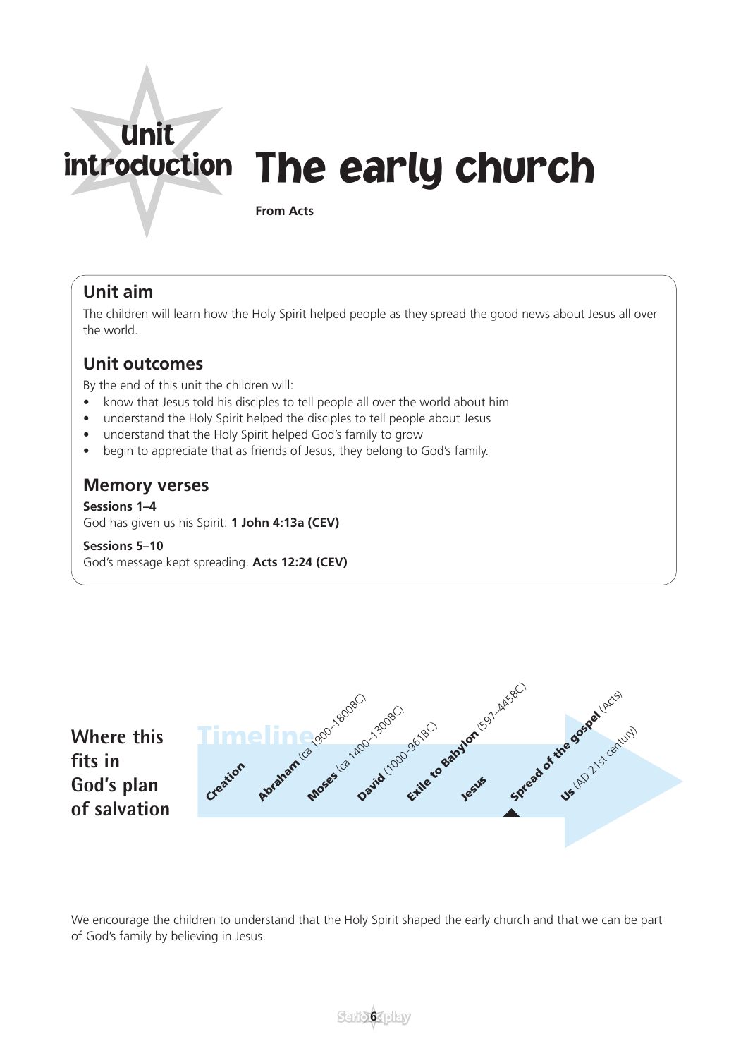# Unit introduction The early church

**From Acts**

## Unit aim

The children will learn how the Holy Spirit helped people as they spread the good news about Jesus all over the world.

## Unit outcomes

By the end of this unit the children will:

- know that Jesus told his disciples to tell people all over the world about him
- understand the Holy Spirit helped the disciples to tell people about Jesus
- understand that the Holy Spirit helped God's family to grow
- begin to appreciate that as friends of Jesus, they belong to God's family.

## Memory verses

**Sessions 1–4**
God has given us his Spirit. **1 John 4:13a (CEV)**

**Sessions 5–10**
God's message kept spreading. **Acts 12:24 (CEV)**

## Where this fits in God's plan of salvation

Timeline: **Creation** → **Abraham** (ca 1900–1800BC) → **Moses** (ca 1400–1300BC) → **David** (1000–961BC) → **Exile to Babylon** (597–445BC) → **Jesus** → **Spread of the gospel** (Acts) → **Us** (AD 21st century)

We encourage the children to understand that the Holy Spirit shaped the early church and that we can be part of God's family by believing in Jesus.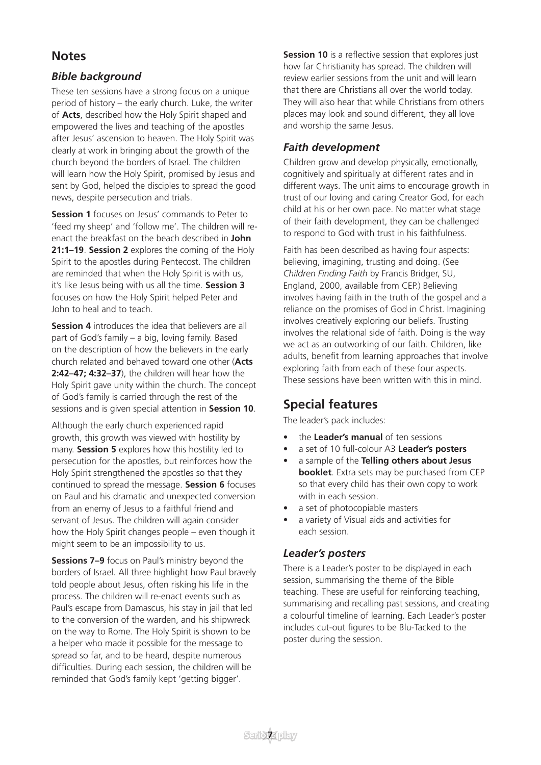# Notes

## *Bible background*

These ten sessions have a strong focus on a unique period of history – the early church. Luke, the writer of **Acts**, described how the Holy Spirit shaped and empowered the lives and teaching of the apostles after Jesus' ascension to heaven. The Holy Spirit was clearly at work in bringing about the growth of the church beyond the borders of Israel. The children will learn how the Holy Spirit, promised by Jesus and sent by God, helped the disciples to spread the good news, despite persecution and trials.

**Session 1** focuses on Jesus' commands to Peter to 'feed my sheep' and 'follow me'. The children will re-enact the breakfast on the beach described in **John 21:1–19**. **Session 2** explores the coming of the Holy Spirit to the apostles during Pentecost. The children are reminded that when the Holy Spirit is with us, it's like Jesus being with us all the time. **Session 3** focuses on how the Holy Spirit helped Peter and John to heal and to teach.

**Session 4** introduces the idea that believers are all part of God's family – a big, loving family. Based on the description of how the believers in the early church related and behaved toward one other (**Acts 2:42–47; 4:32–37**), the children will hear how the Holy Spirit gave unity within the church. The concept of God's family is carried through the rest of the sessions and is given special attention in **Session 10**.

Although the early church experienced rapid growth, this growth was viewed with hostility by many. **Session 5** explores how this hostility led to persecution for the apostles, but reinforces how the Holy Spirit strengthened the apostles so that they continued to spread the message. **Session 6** focuses on Paul and his dramatic and unexpected conversion from an enemy of Jesus to a faithful friend and servant of Jesus. The children will again consider how the Holy Spirit changes people – even though it might seem to be an impossibility to us.

**Sessions 7–9** focus on Paul's ministry beyond the borders of Israel. All three highlight how Paul bravely told people about Jesus, often risking his life in the process. The children will re-enact events such as Paul's escape from Damascus, his stay in jail that led to the conversion of the warden, and his shipwreck on the way to Rome. The Holy Spirit is shown to be a helper who made it possible for the message to spread so far, and to be heard, despite numerous difficulties. During each session, the children will be reminded that God's family kept 'getting bigger'.

**Session 10** is a reflective session that explores just how far Christianity has spread. The children will review earlier sessions from the unit and will learn that there are Christians all over the world today. They will also hear that while Christians from others places may look and sound different, they all love and worship the same Jesus.

## *Faith development*

Children grow and develop physically, emotionally, cognitively and spiritually at different rates and in different ways. The unit aims to encourage growth in trust of our loving and caring Creator God, for each child at his or her own pace. No matter what stage of their faith development, they can be challenged to respond to God with trust in his faithfulness.

Faith has been described as having four aspects: believing, imagining, trusting and doing. (See *Children Finding Faith* by Francis Bridger, SU, England, 2000, available from CEP.) Believing involves having faith in the truth of the gospel and a reliance on the promises of God in Christ. Imagining involves creatively exploring our beliefs. Trusting involves the relational side of faith. Doing is the way we act as an outworking of our faith. Children, like adults, benefit from learning approaches that involve exploring faith from each of these four aspects. These sessions have been written with this in mind.

# Special features

The leader's pack includes:

- the **Leader's manual** of ten sessions
- a set of 10 full-colour A3 **Leader's posters**
- a sample of the **Telling others about Jesus booklet**. Extra sets may be purchased from CEP so that every child has their own copy to work with in each session.
- a set of photocopiable masters
- a variety of Visual aids and activities for each session.

## *Leader's posters*

There is a Leader's poster to be displayed in each session, summarising the theme of the Bible teaching. These are useful for reinforcing teaching, summarising and recalling past sessions, and creating a colourful timeline of learning. Each Leader's poster includes cut-out figures to be Blu-Tacked to the poster during the session.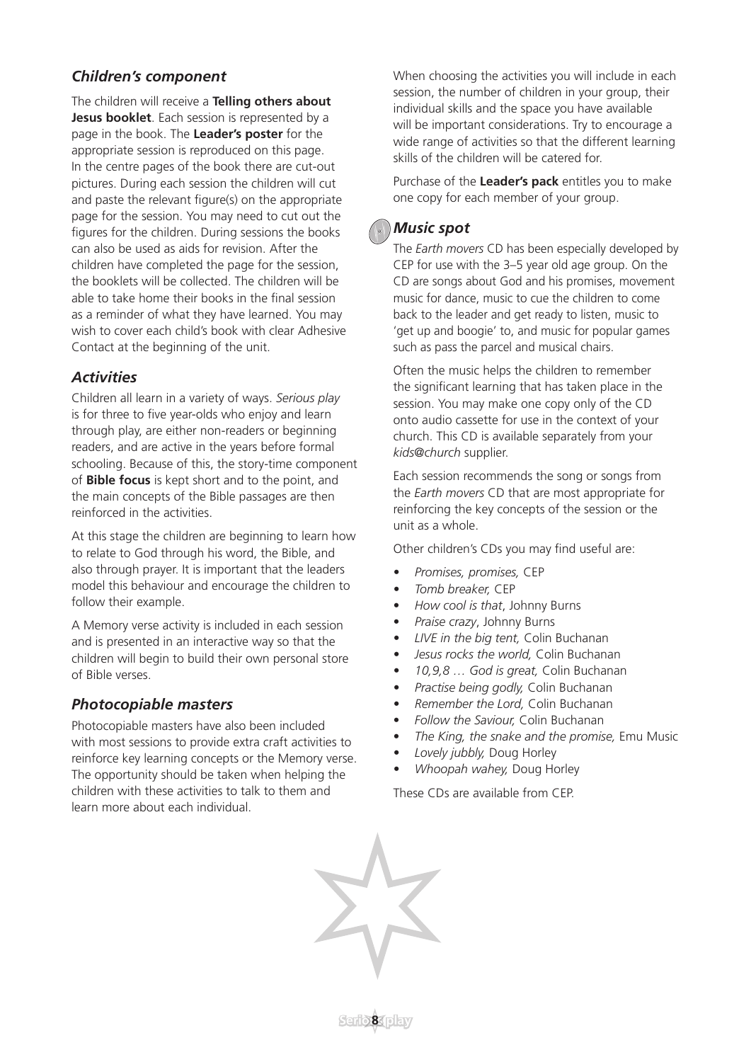## *Children's component*

The children will receive a **Telling others about Jesus booklet**. Each session is represented by a page in the book. The **Leader's poster** for the appropriate session is reproduced on this page. In the centre pages of the book there are cut-out pictures. During each session the children will cut and paste the relevant figure(s) on the appropriate page for the session. You may need to cut out the figures for the children. During sessions the books can also be used as aids for revision. After the children have completed the page for the session, the booklets will be collected. The children will be able to take home their books in the final session as a reminder of what they have learned. You may wish to cover each child's book with clear Adhesive Contact at the beginning of the unit.

## *Activities*

Children all learn in a variety of ways. *Serious play* is for three to five year-olds who enjoy and learn through play, are either non-readers or beginning readers, and are active in the years before formal schooling. Because of this, the story-time component of **Bible focus** is kept short and to the point, and the main concepts of the Bible passages are then reinforced in the activities.

At this stage the children are beginning to learn how to relate to God through his word, the Bible, and also through prayer. It is important that the leaders model this behaviour and encourage the children to follow their example.

A Memory verse activity is included in each session and is presented in an interactive way so that the children will begin to build their own personal store of Bible verses.

## *Photocopiable masters*

Photocopiable masters have also been included with most sessions to provide extra craft activities to reinforce key learning concepts or the Memory verse. The opportunity should be taken when helping the children with these activities to talk to them and learn more about each individual.

When choosing the activities you will include in each session, the number of children in your group, their individual skills and the space you have available will be important considerations. Try to encourage a wide range of activities so that the different learning skills of the children will be catered for.

Purchase of the **Leader's pack** entitles you to make one copy for each member of your group.

## *Music spot*

The *Earth movers* CD has been especially developed by CEP for use with the 3–5 year old age group. On the CD are songs about God and his promises, movement music for dance, music to cue the children to come back to the leader and get ready to listen, music to 'get up and boogie' to, and music for popular games such as pass the parcel and musical chairs.

Often the music helps the children to remember the significant learning that has taken place in the session. You may make one copy only of the CD onto audio cassette for use in the context of your church. This CD is available separately from your *kids@church* supplier.

Each session recommends the song or songs from the *Earth movers* CD that are most appropriate for reinforcing the key concepts of the session or the unit as a whole.

Other children's CDs you may find useful are:

- *Promises, promises,* CEP
- *Tomb breaker,* CEP
- *How cool is that*, Johnny Burns
- *Praise crazy*, Johnny Burns
- *LIVE in the big tent,* Colin Buchanan
- *Jesus rocks the world,* Colin Buchanan
- *10,9,8 … God is great,* Colin Buchanan
- *Practise being godly,* Colin Buchanan
- *Remember the Lord,* Colin Buchanan
- *Follow the Saviour,* Colin Buchanan
- *The King, the snake and the promise,* Emu Music
- *Lovely jubbly,* Doug Horley
- *Whoopah wahey,* Doug Horley

These CDs are available from CEP.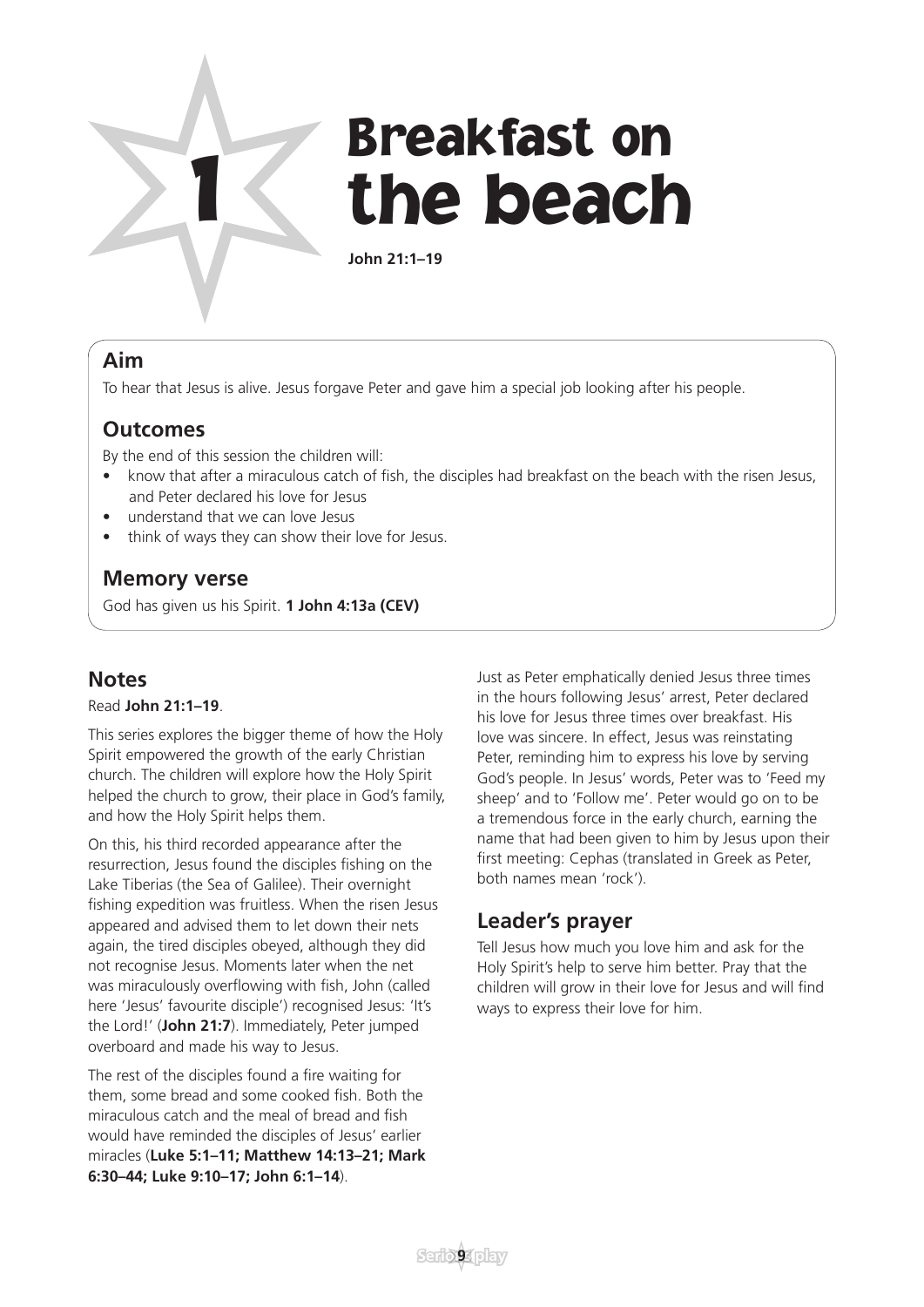# 1 Breakfast on the beach

**John 21:1–19**

## Aim

To hear that Jesus is alive. Jesus forgave Peter and gave him a special job looking after his people.

## Outcomes

By the end of this session the children will:

- know that after a miraculous catch of fish, the disciples had breakfast on the beach with the risen Jesus, and Peter declared his love for Jesus
- understand that we can love Jesus
- think of ways they can show their love for Jesus.

## Memory verse

God has given us his Spirit. **1 John 4:13a (CEV)**

## Notes

Read **John 21:1–19**.

This series explores the bigger theme of how the Holy Spirit empowered the growth of the early Christian church. The children will explore how the Holy Spirit helped the church to grow, their place in God's family, and how the Holy Spirit helps them.

On this, his third recorded appearance after the resurrection, Jesus found the disciples fishing on the Lake Tiberias (the Sea of Galilee). Their overnight fishing expedition was fruitless. When the risen Jesus appeared and advised them to let down their nets again, the tired disciples obeyed, although they did not recognise Jesus. Moments later when the net was miraculously overflowing with fish, John (called here 'Jesus' favourite disciple') recognised Jesus: 'It's the Lord!' (**John 21:7**). Immediately, Peter jumped overboard and made his way to Jesus.

The rest of the disciples found a fire waiting for them, some bread and some cooked fish. Both the miraculous catch and the meal of bread and fish would have reminded the disciples of Jesus' earlier miracles (**Luke 5:1–11; Matthew 14:13–21; Mark 6:30–44; Luke 9:10–17; John 6:1–14**).

Just as Peter emphatically denied Jesus three times in the hours following Jesus' arrest, Peter declared his love for Jesus three times over breakfast. His love was sincere. In effect, Jesus was reinstating Peter, reminding him to express his love by serving God's people. In Jesus' words, Peter was to 'Feed my sheep' and to 'Follow me'. Peter would go on to be a tremendous force in the early church, earning the name that had been given to him by Jesus upon their first meeting: Cephas (translated in Greek as Peter, both names mean 'rock').

## Leader's prayer

Tell Jesus how much you love him and ask for the Holy Spirit's help to serve him better. Pray that the children will grow in their love for Jesus and will find ways to express their love for him.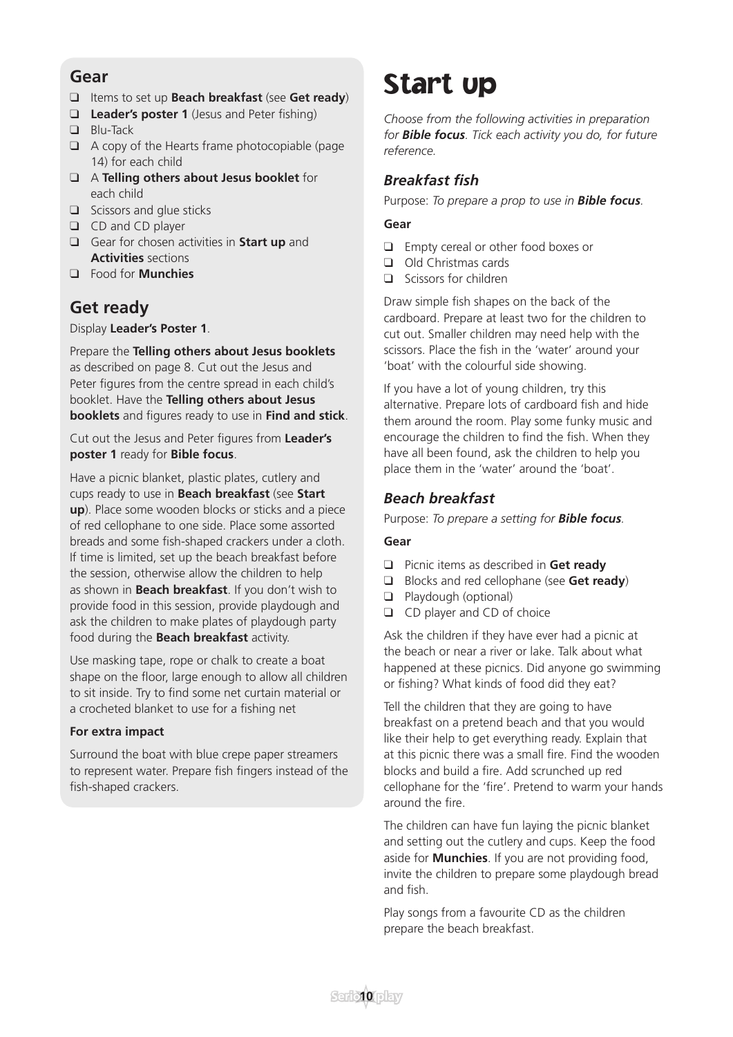## Gear

- ❑ Items to set up **Beach breakfast** (see **Get ready**)
- ❑ **Leader's poster 1** (Jesus and Peter fishing)
- ❑ Blu-Tack
- ❑ A copy of the Hearts frame photocopiable (page 14) for each child
- ❑ A **Telling others about Jesus booklet** for each child
- ❑ Scissors and glue sticks
- ❑ CD and CD player
- ❑ Gear for chosen activities in **Start up** and **Activities** sections
- ❑ Food for **Munchies**

## Get ready

Display **Leader's Poster 1**.

Prepare the **Telling others about Jesus booklets** as described on page 8. Cut out the Jesus and Peter figures from the centre spread in each child's booklet. Have the **Telling others about Jesus booklets** and figures ready to use in **Find and stick**.

Cut out the Jesus and Peter figures from **Leader's poster 1** ready for **Bible focus**.

Have a picnic blanket, plastic plates, cutlery and cups ready to use in **Beach breakfast** (see **Start up**). Place some wooden blocks or sticks and a piece of red cellophane to one side. Place some assorted breads and some fish-shaped crackers under a cloth. If time is limited, set up the beach breakfast before the session, otherwise allow the children to help as shown in **Beach breakfast**. If you don't wish to provide food in this session, provide playdough and ask the children to make plates of playdough party food during the **Beach breakfast** activity.

Use masking tape, rope or chalk to create a boat shape on the floor, large enough to allow all children to sit inside. Try to find some net curtain material or a crocheted blanket to use for a fishing net

**For extra impact**

Surround the boat with blue crepe paper streamers to represent water. Prepare fish fingers instead of the fish-shaped crackers.

# Start up

*Choose from the following activities in preparation for **Bible focus**. Tick each activity you do, for future reference.*

### *Breakfast fish*

Purpose: *To prepare a prop to use in **Bible focus**.*

**Gear**

- ❑ Empty cereal or other food boxes or
- ❑ Old Christmas cards
- ❑ Scissors for children

Draw simple fish shapes on the back of the cardboard. Prepare at least two for the children to cut out. Smaller children may need help with the scissors. Place the fish in the 'water' around your 'boat' with the colourful side showing.

If you have a lot of young children, try this alternative. Prepare lots of cardboard fish and hide them around the room. Play some funky music and encourage the children to find the fish. When they have all been found, ask the children to help you place them in the 'water' around the 'boat'.

### *Beach breakfast*

Purpose: *To prepare a setting for **Bible focus**.*

**Gear**

- ❑ Picnic items as described in **Get ready**
- ❑ Blocks and red cellophane (see **Get ready**)
- ❑ Playdough (optional)
- ❑ CD player and CD of choice

Ask the children if they have ever had a picnic at the beach or near a river or lake. Talk about what happened at these picnics. Did anyone go swimming or fishing? What kinds of food did they eat?

Tell the children that they are going to have breakfast on a pretend beach and that you would like their help to get everything ready. Explain that at this picnic there was a small fire. Find the wooden blocks and build a fire. Add scrunched up red cellophane for the 'fire'. Pretend to warm your hands around the fire.

The children can have fun laying the picnic blanket and setting out the cutlery and cups. Keep the food aside for **Munchies**. If you are not providing food, invite the children to prepare some playdough bread and fish.

Play songs from a favourite CD as the children prepare the beach breakfast.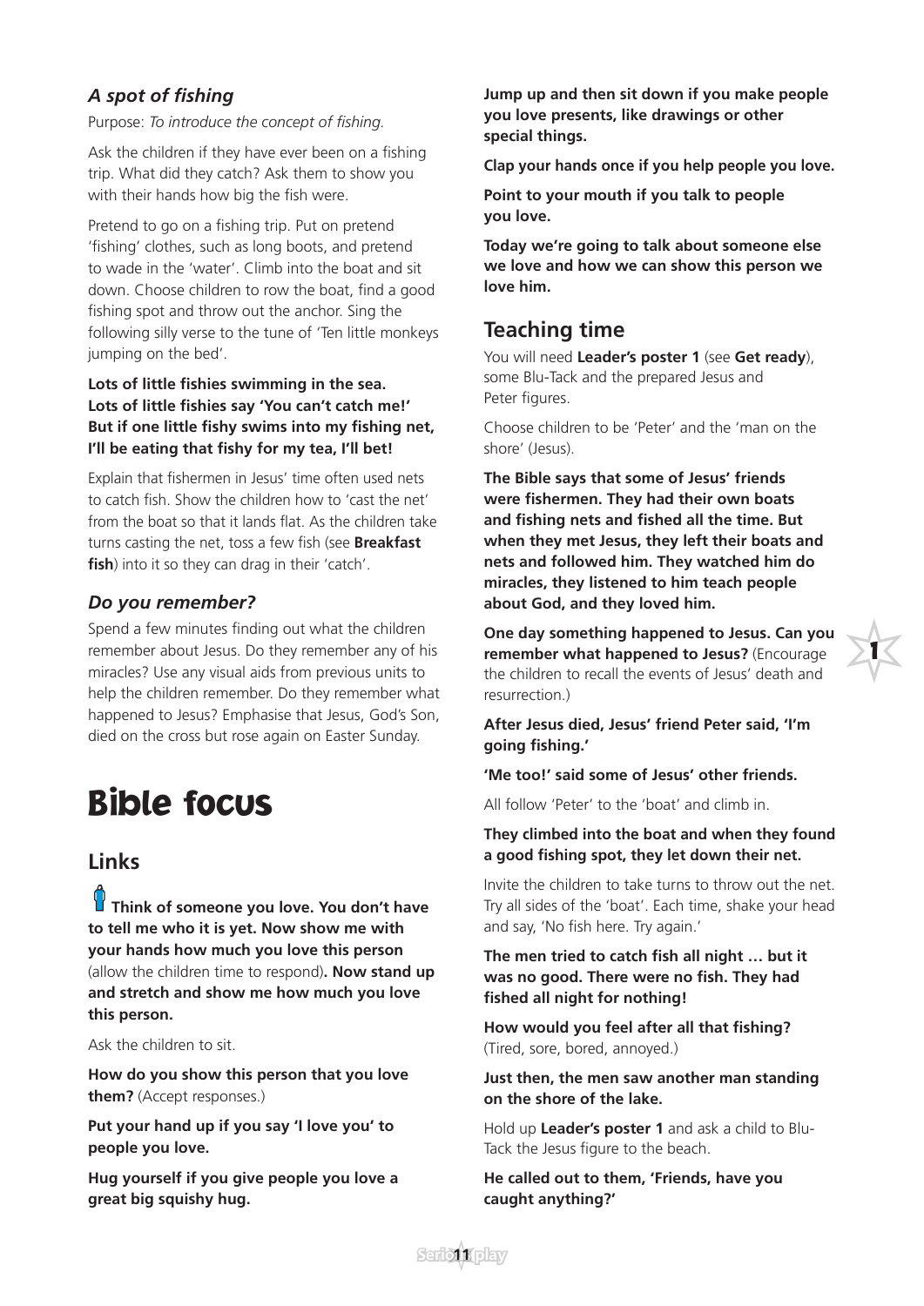### *A spot of fishing*

Purpose: *To introduce the concept of fishing.*

Ask the children if they have ever been on a fishing trip. What did they catch? Ask them to show you with their hands how big the fish were.

Pretend to go on a fishing trip. Put on pretend 'fishing' clothes, such as long boots, and pretend to wade in the 'water'. Climb into the boat and sit down. Choose children to row the boat, find a good fishing spot and throw out the anchor. Sing the following silly verse to the tune of 'Ten little monkeys jumping on the bed'.

**Lots of little fishies swimming in the sea.**
**Lots of little fishies say 'You can't catch me!'**
**But if one little fishy swims into my fishing net,**
**I'll be eating that fishy for my tea, I'll bet!**

Explain that fishermen in Jesus' time often used nets to catch fish. Show the children how to 'cast the net' from the boat so that it lands flat. As the children take turns casting the net, toss a few fish (see **Breakfast fish**) into it so they can drag in their 'catch'.

### *Do you remember?*

Spend a few minutes finding out what the children remember about Jesus. Do they remember any of his miracles? Use any visual aids from previous units to help the children remember. Do they remember what happened to Jesus? Emphasise that Jesus, God's Son, died on the cross but rose again on Easter Sunday.

# Bible focus

## Links

**Think of someone you love. You don't have to tell me who it is yet. Now show me with your hands how much you love this person** (allow the children time to respond)**. Now stand up and stretch and show me how much you love this person.**

Ask the children to sit.

**How do you show this person that you love them?** (Accept responses.)

**Put your hand up if you say 'I love you' to people you love.**

**Hug yourself if you give people you love a great big squishy hug.**

**Jump up and then sit down if you make people you love presents, like drawings or other special things.**

**Clap your hands once if you help people you love.**

**Point to your mouth if you talk to people you love.**

**Today we're going to talk about someone else we love and how we can show this person we love him.**

## Teaching time

You will need **Leader's poster 1** (see **Get ready**), some Blu-Tack and the prepared Jesus and Peter figures.

Choose children to be 'Peter' and the 'man on the shore' (Jesus).

**The Bible says that some of Jesus' friends were fishermen. They had their own boats and fishing nets and fished all the time. But when they met Jesus, they left their boats and nets and followed him. They watched him do miracles, they listened to him teach people about God, and they loved him.**

**One day something happened to Jesus. Can you remember what happened to Jesus?** (Encourage the children to recall the events of Jesus' death and resurrection.)

**After Jesus died, Jesus' friend Peter said, 'I'm going fishing.'**

**'Me too!' said some of Jesus' other friends.**

All follow 'Peter' to the 'boat' and climb in.

**They climbed into the boat and when they found a good fishing spot, they let down their net.**

Invite the children to take turns to throw out the net. Try all sides of the 'boat'. Each time, shake your head and say, 'No fish here. Try again.'

**The men tried to catch fish all night … but it was no good. There were no fish. They had fished all night for nothing!**

**How would you feel after all that fishing?** (Tired, sore, bored, annoyed.)

**Just then, the men saw another man standing on the shore of the lake.**

Hold up **Leader's poster 1** and ask a child to Blu-Tack the Jesus figure to the beach.

**He called out to them, 'Friends, have you caught anything?'**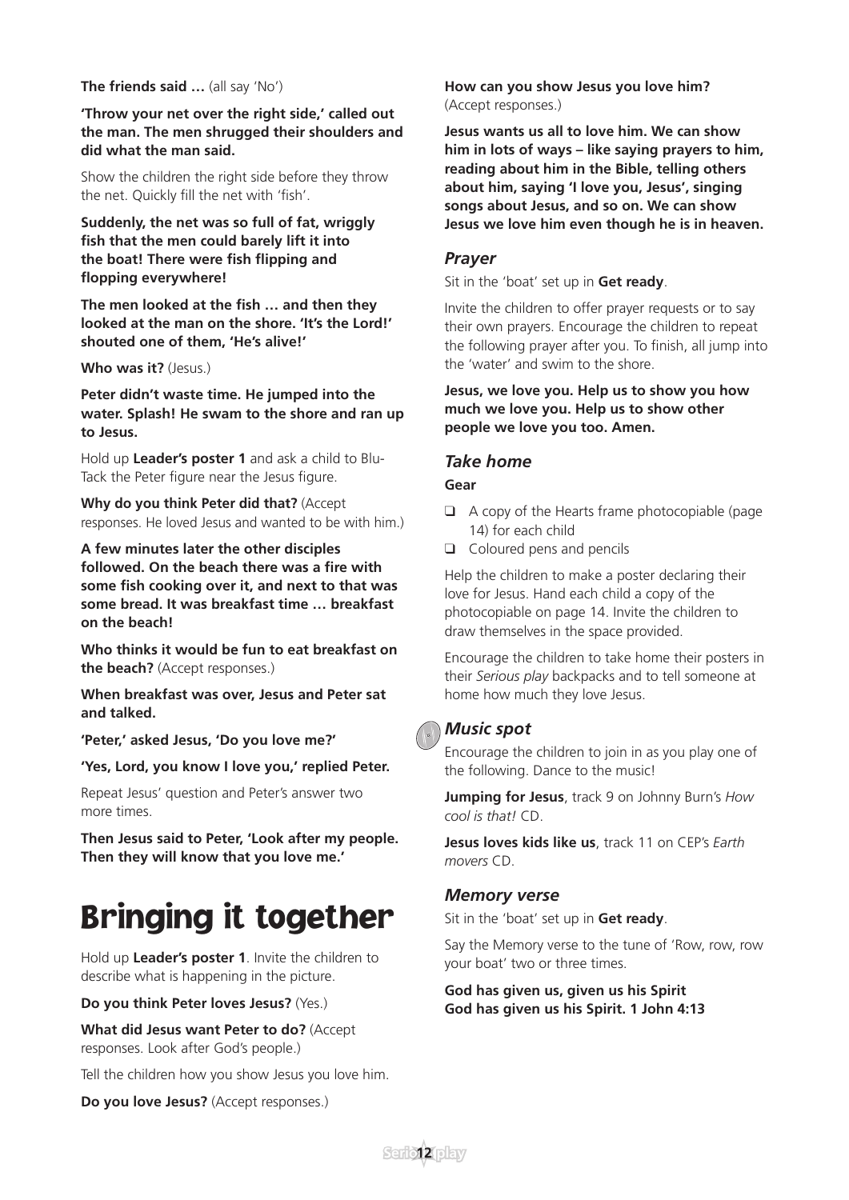**The friends said …** (all say 'No')

**'Throw your net over the right side,' called out the man. The men shrugged their shoulders and did what the man said.**

Show the children the right side before they throw the net. Quickly fill the net with 'fish'.

**Suddenly, the net was so full of fat, wriggly fish that the men could barely lift it into the boat! There were fish flipping and flopping everywhere!**

**The men looked at the fish … and then they looked at the man on the shore. 'It's the Lord!' shouted one of them, 'He's alive!'**

**Who was it?** (Jesus.)

**Peter didn't waste time. He jumped into the water. Splash! He swam to the shore and ran up to Jesus.**

Hold up **Leader's poster 1** and ask a child to Blu-Tack the Peter figure near the Jesus figure.

**Why do you think Peter did that?** (Accept responses. He loved Jesus and wanted to be with him.)

**A few minutes later the other disciples followed. On the beach there was a fire with some fish cooking over it, and next to that was some bread. It was breakfast time … breakfast on the beach!**

**Who thinks it would be fun to eat breakfast on the beach?** (Accept responses.)

**When breakfast was over, Jesus and Peter sat and talked.**

**'Peter,' asked Jesus, 'Do you love me?'**

**'Yes, Lord, you know I love you,' replied Peter.**

Repeat Jesus' question and Peter's answer two more times.

**Then Jesus said to Peter, 'Look after my people. Then they will know that you love me.'**

# Bringing it together

Hold up **Leader's poster 1**. Invite the children to describe what is happening in the picture.

**Do you think Peter loves Jesus?** (Yes.)

**What did Jesus want Peter to do?** (Accept responses. Look after God's people.)

Tell the children how you show Jesus you love him.

**Do you love Jesus?** (Accept responses.)

**How can you show Jesus you love him?** (Accept responses.)

**Jesus wants us all to love him. We can show him in lots of ways – like saying prayers to him, reading about him in the Bible, telling others about him, saying 'I love you, Jesus', singing songs about Jesus, and so on. We can show Jesus we love him even though he is in heaven.**

### *Prayer*

Sit in the 'boat' set up in **Get ready**.

Invite the children to offer prayer requests or to say their own prayers. Encourage the children to repeat the following prayer after you. To finish, all jump into the 'water' and swim to the shore.

**Jesus, we love you. Help us to show you how much we love you. Help us to show other people we love you too. Amen.**

### *Take home*

**Gear**

- ❑ A copy of the Hearts frame photocopiable (page 14) for each child
- ❑ Coloured pens and pencils

Help the children to make a poster declaring their love for Jesus. Hand each child a copy of the photocopiable on page 14. Invite the children to draw themselves in the space provided.

Encourage the children to take home their posters in their *Serious play* backpacks and to tell someone at home how much they love Jesus.

### *Music spot*

Encourage the children to join in as you play one of the following. Dance to the music!

**Jumping for Jesus**, track 9 on Johnny Burn's *How cool is that!* CD.

**Jesus loves kids like us**, track 11 on CEP's *Earth movers* CD.

### *Memory verse*

Sit in the 'boat' set up in **Get ready**.

Say the Memory verse to the tune of 'Row, row, row your boat' two or three times.

**God has given us, given us his Spirit**
**God has given us his Spirit. 1 John 4:13**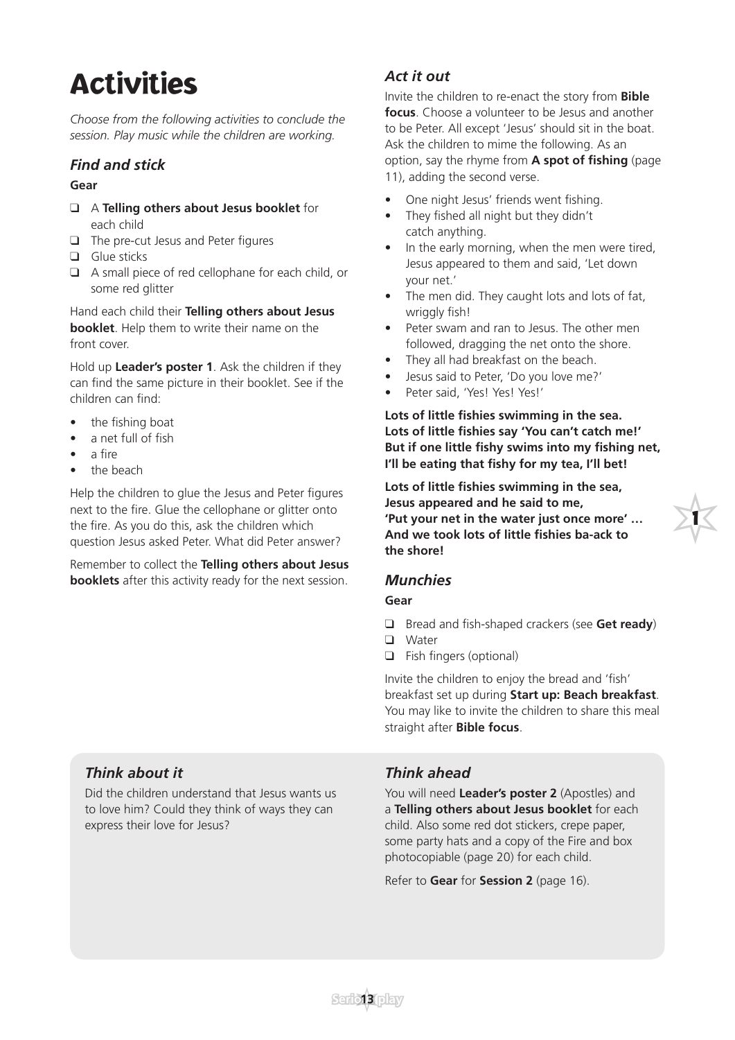# Activities

*Choose from the following activities to conclude the session. Play music while the children are working.*

### *Find and stick*

**Gear**

- ❑ A **Telling others about Jesus booklet** for each child
- ❑ The pre-cut Jesus and Peter figures
- ❑ Glue sticks
- ❑ A small piece of red cellophane for each child, or some red glitter

Hand each child their **Telling others about Jesus booklet**. Help them to write their name on the front cover.

Hold up **Leader's poster 1**. Ask the children if they can find the same picture in their booklet. See if the children can find:

- the fishing boat
- a net full of fish
- a fire
- the beach

Help the children to glue the Jesus and Peter figures next to the fire. Glue the cellophane or glitter onto the fire. As you do this, ask the children which question Jesus asked Peter. What did Peter answer?

Remember to collect the **Telling others about Jesus booklets** after this activity ready for the next session.

### *Act it out*

Invite the children to re-enact the story from **Bible focus**. Choose a volunteer to be Jesus and another to be Peter. All except 'Jesus' should sit in the boat. Ask the children to mime the following. As an option, say the rhyme from **A spot of fishing** (page 11), adding the second verse.

- One night Jesus' friends went fishing.
- They fished all night but they didn't catch anything.
- In the early morning, when the men were tired, Jesus appeared to them and said, 'Let down your net.'
- The men did. They caught lots and lots of fat, wriggly fish!
- Peter swam and ran to Jesus. The other men followed, dragging the net onto the shore.
- They all had breakfast on the beach.
- Jesus said to Peter, 'Do you love me?'
- Peter said, 'Yes! Yes! Yes!'

**Lots of little fishies swimming in the sea.**
**Lots of little fishies say 'You can't catch me!'**
**But if one little fishy swims into my fishing net,**
**I'll be eating that fishy for my tea, I'll bet!**

**Lots of little fishies swimming in the sea,**
**Jesus appeared and he said to me,**
**'Put your net in the water just once more' …**
**And we took lots of little fishies ba-ack to the shore!**

### *Munchies*

**Gear**

- ❑ Bread and fish-shaped crackers (see **Get ready**)
- ❑ Water
- ❑ Fish fingers (optional)

Invite the children to enjoy the bread and 'fish' breakfast set up during **Start up: Beach breakfast**. You may like to invite the children to share this meal straight after **Bible focus**.

### *Think about it*

Did the children understand that Jesus wants us to love him? Could they think of ways they can express their love for Jesus?

### *Think ahead*

You will need **Leader's poster 2** (Apostles) and a **Telling others about Jesus booklet** for each child. Also some red dot stickers, crepe paper, some party hats and a copy of the Fire and box photocopiable (page 20) for each child.

Refer to **Gear** for **Session 2** (page 16).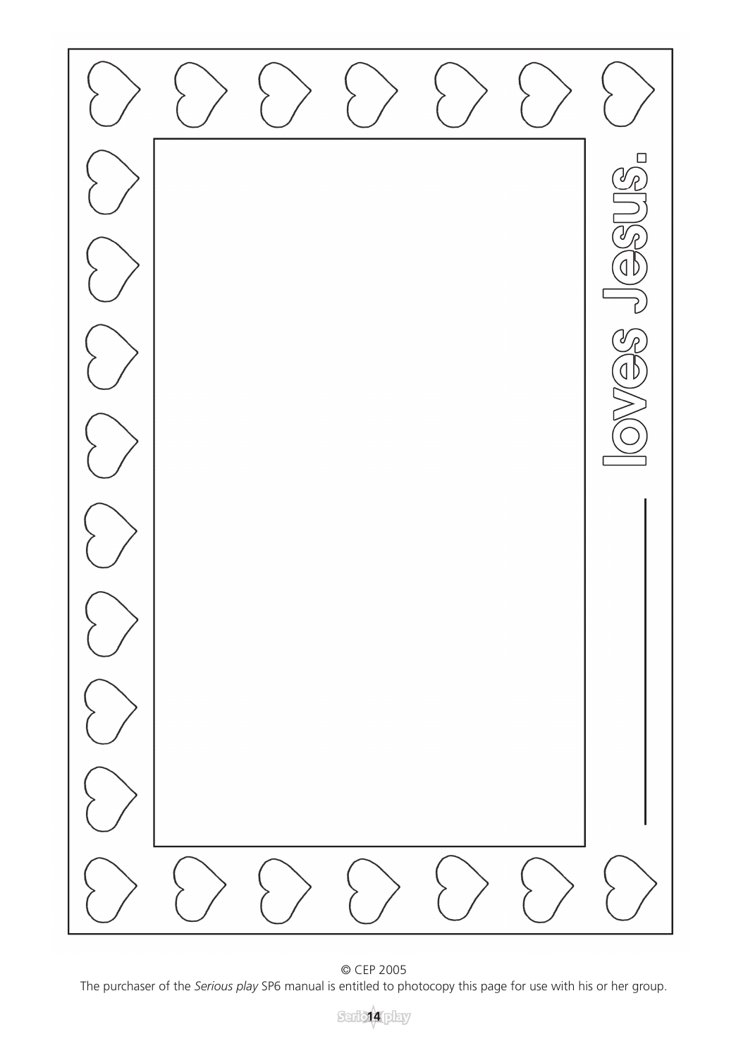______ loves Jesus.

© CEP 2005
The purchaser of the *Serious play* SP6 manual is entitled to photocopy this page for use with his or her group.